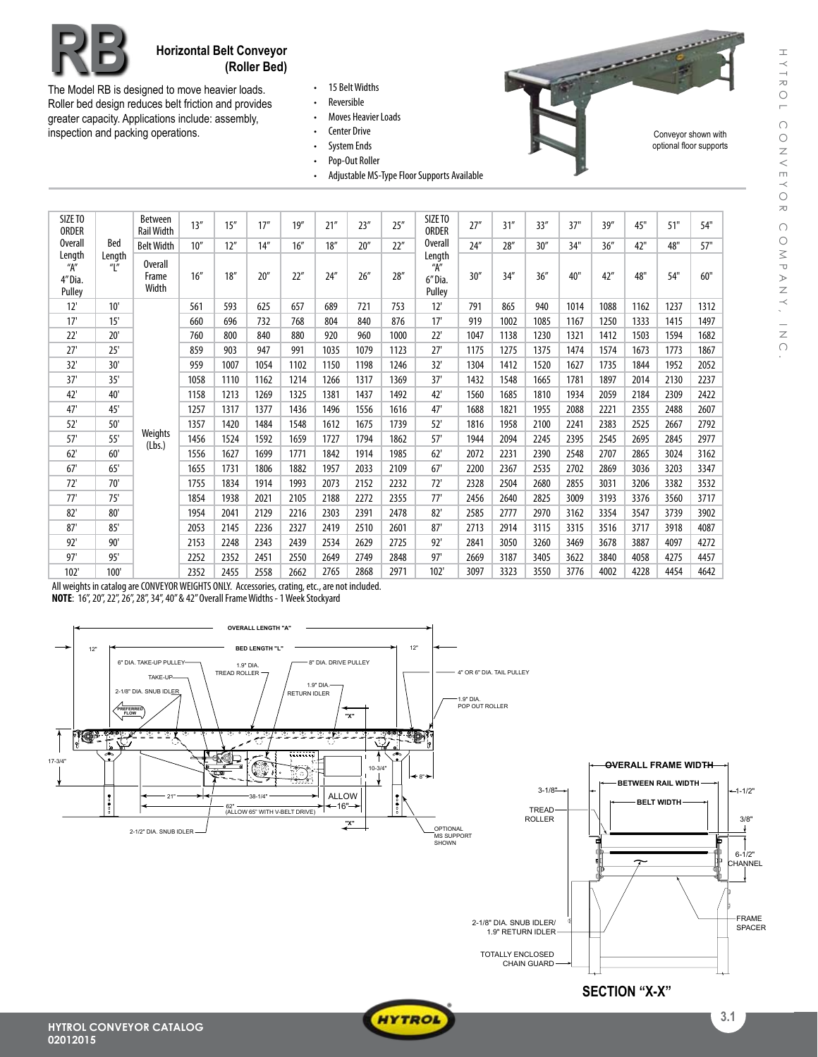# RB

## Horizontal Belt Conveyor (Roller Bed)

The Model RB is designed to move heavier loads. Roller bed design reduces belt friction and provides greater capacity. Applications include: assembly, inspection and packing operations.

- 15 Belt Widths
- Reversible
- Moves Heavier Loads
- Center Drive
- System Ends
- Pop-Out Roller
- Adjustable MS-Type Floor Supports Available

Conveyor shown with optional floor supports

| SIZE TO ORDER | | Between Rail Width | 13" | 15" | 17" | 19" | 21" | 23" | 25" | SIZE TO ORDER | 27" | 31" | 33" | 37" | 39" | 45" | 51" | 54" |
|---|---|---|---|---|---|---|---|---|---|---|---|---|---|---|---|---|---|---|
| Overall Length "A" 4" Dia. Pulley | Bed Length "L" | Belt Width | 10" | 12" | 14" | 16" | 18" | 20" | 22" | Overall Length "A" 6" Dia. Pulley | 24" | 28" | 30" | 34" | 36" | 42" | 48" | 57" |
| | | Overall Frame Width | 16" | 18" | 20" | 22" | 24" | 26" | 28" | | 30" | 34" | 36" | 40" | 42" | 48" | 54" | 60" |
| 12' | 10' | Weights (Lbs.) | 561 | 593 | 625 | 657 | 689 | 721 | 753 | 12' | 791 | 865 | 940 | 1014 | 1088 | 1162 | 1237 | 1312 |
| 17' | 15' | | 660 | 696 | 732 | 768 | 804 | 840 | 876 | 17' | 919 | 1002 | 1085 | 1167 | 1250 | 1333 | 1415 | 1497 |
| 22' | 20' | | 760 | 800 | 840 | 880 | 920 | 960 | 1000 | 22' | 1047 | 1138 | 1230 | 1321 | 1412 | 1503 | 1594 | 1682 |
| 27' | 25' | | 859 | 903 | 947 | 991 | 1035 | 1079 | 1123 | 27' | 1175 | 1275 | 1375 | 1474 | 1574 | 1673 | 1773 | 1867 |
| 32' | 30' | | 959 | 1007 | 1054 | 1102 | 1150 | 1198 | 1246 | 32' | 1304 | 1412 | 1520 | 1627 | 1735 | 1844 | 1952 | 2052 |
| 37' | 35' | | 1058 | 1110 | 1162 | 1214 | 1266 | 1317 | 1369 | 37' | 1432 | 1548 | 1665 | 1781 | 1897 | 2014 | 2130 | 2237 |
| 42' | 40' | | 1158 | 1213 | 1269 | 1325 | 1381 | 1437 | 1492 | 42' | 1560 | 1685 | 1810 | 1934 | 2059 | 2184 | 2309 | 2422 |
| 47' | 45' | | 1257 | 1317 | 1377 | 1436 | 1496 | 1556 | 1616 | 47' | 1688 | 1821 | 1955 | 2088 | 2221 | 2355 | 2488 | 2607 |
| 52' | 50' | | 1357 | 1420 | 1484 | 1548 | 1612 | 1675 | 1739 | 52' | 1816 | 1958 | 2100 | 2241 | 2383 | 2525 | 2667 | 2792 |
| 57' | 55' | | 1456 | 1524 | 1592 | 1659 | 1727 | 1794 | 1862 | 57' | 1944 | 2094 | 2245 | 2395 | 2545 | 2695 | 2845 | 2977 |
| 62' | 60' | | 1556 | 1627 | 1699 | 1771 | 1842 | 1914 | 1985 | 62' | 2072 | 2231 | 2390 | 2548 | 2707 | 2865 | 3024 | 3162 |
| 67' | 65' | | 1655 | 1731 | 1806 | 1882 | 1957 | 2033 | 2109 | 67' | 2200 | 2367 | 2535 | 2702 | 2869 | 3036 | 3203 | 3347 |
| 72' | 70' | | 1755 | 1834 | 1914 | 1993 | 2073 | 2152 | 2232 | 72' | 2328 | 2504 | 2680 | 2855 | 3031 | 3206 | 3382 | 3532 |
| 77' | 75' | | 1854 | 1938 | 2021 | 2105 | 2188 | 2272 | 2355 | 77' | 2456 | 2640 | 2825 | 3009 | 3193 | 3376 | 3560 | 3717 |
| 82' | 80' | | 1954 | 2041 | 2129 | 2216 | 2303 | 2391 | 2478 | 82' | 2585 | 2777 | 2970 | 3162 | 3354 | 3547 | 3739 | 3902 |
| 87' | 85' | | 2053 | 2145 | 2236 | 2327 | 2419 | 2510 | 2601 | 87' | 2713 | 2914 | 3115 | 3315 | 3516 | 3717 | 3918 | 4087 |
| 92' | 90' | | 2153 | 2248 | 2343 | 2439 | 2534 | 2629 | 2725 | 92' | 2841 | 3050 | 3260 | 3469 | 3678 | 3887 | 4097 | 4272 |
| 97' | 95' | | 2252 | 2352 | 2451 | 2550 | 2649 | 2749 | 2848 | 97' | 2669 | 3187 | 3405 | 3622 | 3840 | 4058 | 4275 | 4457 |
| 102' | 100' | | 2352 | 2455 | 2558 | 2662 | 2765 | 2868 | 2971 | 102' | 3097 | 3323 | 3550 | 3776 | 4002 | 4228 | 4454 | 4642 |

All weights in catalog are CONVEYOR WEIGHTS ONLY. Accessories, crating, etc., are not included.

**NOTE**: 16", 20", 22", 26", 28", 34", 40" & 42" Overall Frame Widths - 1 Week Stockyard

OVERALL LENGTH "A"; BED LENGTH "L"; 12"; 12"; 6" DIA. TAKE-UP PULLEY; TAKE-UP; 2-1/8" DIA. SNUB IDLER; PREFERRED FLOW; 1.9" DIA. TREAD ROLLER; 8" DIA. DRIVE PULLEY; 1.9" DIA. RETURN IDLER; 4" OR 6" DIA. TAIL PULLEY; 1.9" DIA. POP OUT ROLLER; "X"; 17-3/4"; 10-3/4"; 8"; 21"; 38-1/4"; 62" (ALLOW 65" WITH V-BELT DRIVE); ALLOW 16"; "X"; 2-1/2" DIA. SNUB IDLER; OPTIONAL MS SUPPORT SHOWN

OVERALL FRAME WIDTH; BETWEEN RAIL WIDTH; BELT WIDTH; 3-1/8"; 1-1/2"; TREAD ROLLER; 3/8"; 6-1/2" CHANNEL; FRAME SPACER; 2-1/8" DIA. SNUB IDLER/ 1.9" RETURN IDLER; TOTALLY ENCLOSED CHAIN GUARD

**SECTION "X-X"**

HYTROL CONVEYOR CATALOG
02012015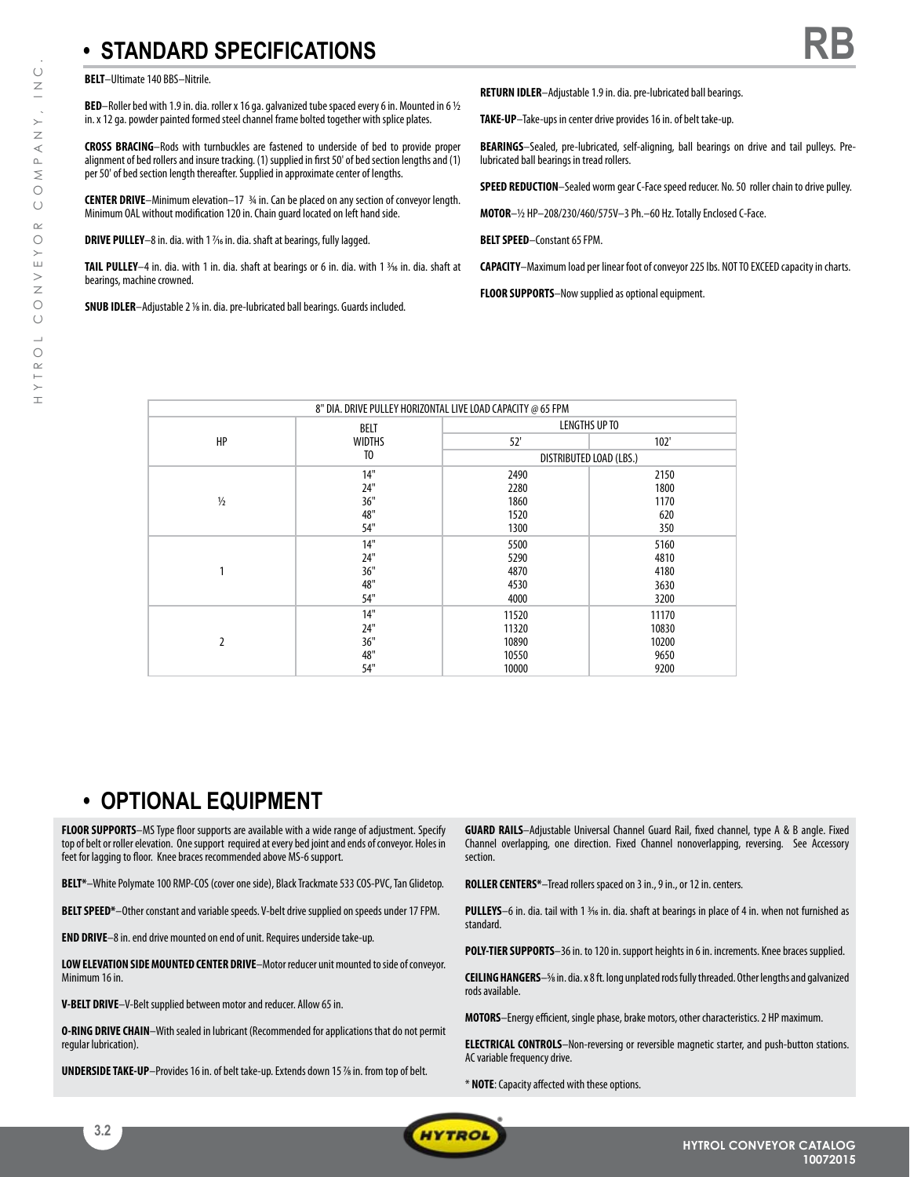# • STANDARD SPECIFICATIONS

**RB**

**BELT**–Ultimate 140 BBS–Nitrile.

**BED**–Roller bed with 1.9 in. dia. roller x 16 ga. galvanized tube spaced every 6 in. Mounted in 6 ½ in. x 12 ga. powder painted formed steel channel frame bolted together with splice plates.

**CROSS BRACING**–Rods with turnbuckles are fastened to underside of bed to provide proper alignment of bed rollers and insure tracking. (1) supplied in first 50' of bed section lengths and (1) per 50' of bed section length thereafter. Supplied in approximate center of lengths.

**CENTER DRIVE**–Minimum elevation–17 ¾ in. Can be placed on any section of conveyor length. Minimum OAL without modification 120 in. Chain guard located on left hand side.

**DRIVE PULLEY**–8 in. dia. with 1 7⁄16 in. dia. shaft at bearings, fully lagged.

**TAIL PULLEY**–4 in. dia. with 1 in. dia. shaft at bearings or 6 in. dia. with 1 3⁄16 in. dia. shaft at bearings, machine crowned.

**SNUB IDLER**–Adjustable 2 ⅞ in. dia. pre-lubricated ball bearings. Guards included.

**RETURN IDLER**–Adjustable 1.9 in. dia. pre-lubricated ball bearings.

**TAKE-UP**–Take-ups in center drive provides 16 in. of belt take-up.

**BEARINGS**–Sealed, pre-lubricated, self-aligning, ball bearings on drive and tail pulleys. Pre-lubricated ball bearings in tread rollers.

**SPEED REDUCTION**–Sealed worm gear C-Face speed reducer. No. 50 roller chain to drive pulley.

**MOTOR**–½ HP–208/230/460/575V–3 Ph.–60 Hz. Totally Enclosed C-Face.

**BELT SPEED**–Constant 65 FPM.

**CAPACITY**–Maximum load per linear foot of conveyor 225 lbs. NOT TO EXCEED capacity in charts.

**FLOOR SUPPORTS**–Now supplied as optional equipment.

| 8" DIA. DRIVE PULLEY HORIZONTAL LIVE LOAD CAPACITY @ 65 FPM | | | |
|---|---|---|---|
| HP | BELT WIDTHS TO | LENGTHS UP TO | |
| | | 52' | 102' |
| | | DISTRIBUTED LOAD (LBS.) | |
| ½ | 14" | 2490 | 2150 |
| | 24" | 2280 | 1800 |
| | 36" | 1860 | 1170 |
| | 48" | 1520 | 620 |
| | 54" | 1300 | 350 |
| 1 | 14" | 5500 | 5160 |
| | 24" | 5290 | 4810 |
| | 36" | 4870 | 4180 |
| | 48" | 4530 | 3630 |
| | 54" | 4000 | 3200 |
| 2 | 14" | 11520 | 11170 |
| | 24" | 11320 | 10830 |
| | 36" | 10890 | 10200 |
| | 48" | 10550 | 9650 |
| | 54" | 10000 | 9200 |

# • OPTIONAL EQUIPMENT

**FLOOR SUPPORTS**–MS Type floor supports are available with a wide range of adjustment. Specify top of belt or roller elevation. One support required at every bed joint and ends of conveyor. Holes in feet for lagging to floor. Knee braces recommended above MS-6 support.

**BELT***–White Polymate 100 RMP-COS (cover one side), Black Trackmate 533 COS-PVC, Tan Glidetop.

**BELT SPEED***–Other constant and variable speeds. V-belt drive supplied on speeds under 17 FPM.

**END DRIVE**–8 in. end drive mounted on end of unit. Requires underside take-up.

**LOW ELEVATION SIDE MOUNTED CENTER DRIVE**–Motor reducer unit mounted to side of conveyor. Minimum 16 in.

**V-BELT DRIVE**–V-Belt supplied between motor and reducer. Allow 65 in.

**O-RING DRIVE CHAIN**–With sealed in lubricant (Recommended for applications that do not permit regular lubrication).

**UNDERSIDE TAKE-UP**–Provides 16 in. of belt take-up. Extends down 15 ⅞ in. from top of belt.

**GUARD RAILS**–Adjustable Universal Channel Guard Rail, fixed channel, type A & B angle. Fixed Channel overlapping, one direction. Fixed Channel nonoverlapping, reversing. See Accessory section.

**ROLLER CENTERS***–Tread rollers spaced on 3 in., 9 in., or 12 in. centers.

**PULLEYS**–6 in. dia. tail with 1 3⁄16 in. dia. shaft at bearings in place of 4 in. when not furnished as standard.

**POLY-TIER SUPPORTS**–36 in. to 120 in. support heights in 6 in. increments. Knee braces supplied.

**CEILING HANGERS**–⅝ in. dia. x 8 ft. long unplated rods fully threaded. Other lengths and galvanized rods available.

**MOTORS**–Energy efficient, single phase, brake motors, other characteristics. 2 HP maximum.

**ELECTRICAL CONTROLS**–Non-reversing or reversible magnetic starter, and push-button stations. AC variable frequency drive.

* **NOTE**: Capacity affected with these options.